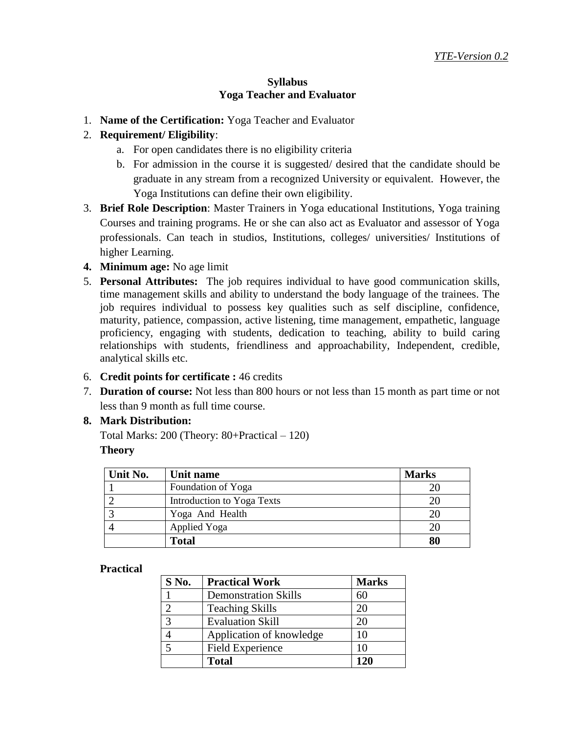*YTE-Version 0.2*

**Syllabus**
**Yoga Teacher and Evaluator**

1. **Name of the Certification:** Yoga Teacher and Evaluator
2. **Requirement/ Eligibility**:
   a. For open candidates there is no eligibility criteria
   b. For admission in the course it is suggested/ desired that the candidate should be graduate in any stream from a recognized University or equivalent. However, the Yoga Institutions can define their own eligibility.
3. **Brief Role Description**: Master Trainers in Yoga educational Institutions, Yoga training Courses and training programs. He or she can also act as Evaluator and assessor of Yoga professionals. Can teach in studios, Institutions, colleges/ universities/ Institutions of higher Learning.
4. **Minimum age:** No age limit
5. **Personal Attributes:** The job requires individual to have good communication skills, time management skills and ability to understand the body language of the trainees. The job requires individual to possess key qualities such as self discipline, confidence, maturity, patience, compassion, active listening, time management, empathetic, language proficiency, engaging with students, dedication to teaching, ability to build caring relationships with students, friendliness and approachability, Independent, credible, analytical skills etc.
6. **Credit points for certificate :** 46 credits
7. **Duration of course:** Not less than 800 hours or not less than 15 month as part time or not less than 9 month as full time course.
8. **Mark Distribution:**

   Total Marks: 200 (Theory: 80+Practical – 120)

   **Theory**

| Unit No. | Unit name | Marks |
|---|---|---|
| 1 | Foundation of Yoga | 20 |
| 2 | Introduction to Yoga Texts | 20 |
| 3 | Yoga And Health | 20 |
| 4 | Applied Yoga | 20 |
| | **Total** | **80** |

**Practical**

| S No. | Practical Work | Marks |
|---|---|---|
| 1 | Demonstration Skills | 60 |
| 2 | Teaching Skills | 20 |
| 3 | Evaluation Skill | 20 |
| 4 | Application of knowledge | 10 |
| 5 | Field Experience | 10 |
| | **Total** | **120** |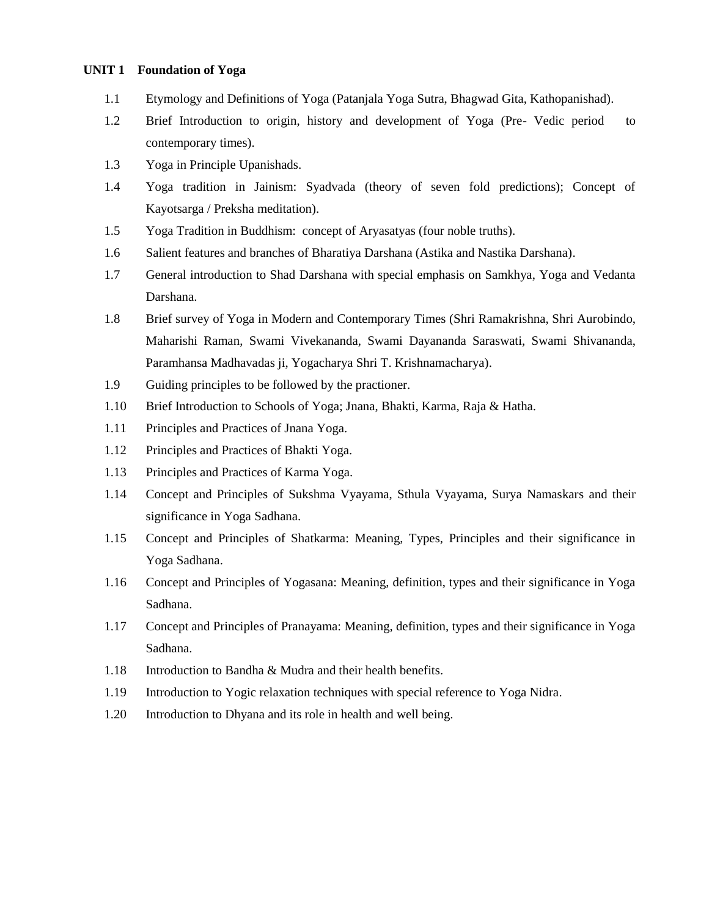**UNIT 1 Foundation of Yoga**

1.1 Etymology and Definitions of Yoga (Patanjala Yoga Sutra, Bhagwad Gita, Kathopanishad).

1.2 Brief Introduction to origin, history and development of Yoga (Pre- Vedic period to contemporary times).

1.3 Yoga in Principle Upanishads.

1.4 Yoga tradition in Jainism: Syadvada (theory of seven fold predictions); Concept of Kayotsarga / Preksha meditation).

1.5 Yoga Tradition in Buddhism: concept of Aryasatyas (four noble truths).

1.6 Salient features and branches of Bharatiya Darshana (Astika and Nastika Darshana).

1.7 General introduction to Shad Darshana with special emphasis on Samkhya, Yoga and Vedanta Darshana.

1.8 Brief survey of Yoga in Modern and Contemporary Times (Shri Ramakrishna, Shri Aurobindo, Maharishi Raman, Swami Vivekananda, Swami Dayananda Saraswati, Swami Shivananda, Paramhansa Madhavadas ji, Yogacharya Shri T. Krishnamacharya).

1.9 Guiding principles to be followed by the practioner.

1.10 Brief Introduction to Schools of Yoga; Jnana, Bhakti, Karma, Raja & Hatha.

1.11 Principles and Practices of Jnana Yoga.

1.12 Principles and Practices of Bhakti Yoga.

1.13 Principles and Practices of Karma Yoga.

1.14 Concept and Principles of Sukshma Vyayama, Sthula Vyayama, Surya Namaskars and their significance in Yoga Sadhana.

1.15 Concept and Principles of Shatkarma: Meaning, Types, Principles and their significance in Yoga Sadhana.

1.16 Concept and Principles of Yogasana: Meaning, definition, types and their significance in Yoga Sadhana.

1.17 Concept and Principles of Pranayama: Meaning, definition, types and their significance in Yoga Sadhana.

1.18 Introduction to Bandha & Mudra and their health benefits.

1.19 Introduction to Yogic relaxation techniques with special reference to Yoga Nidra.

1.20 Introduction to Dhyana and its role in health and well being.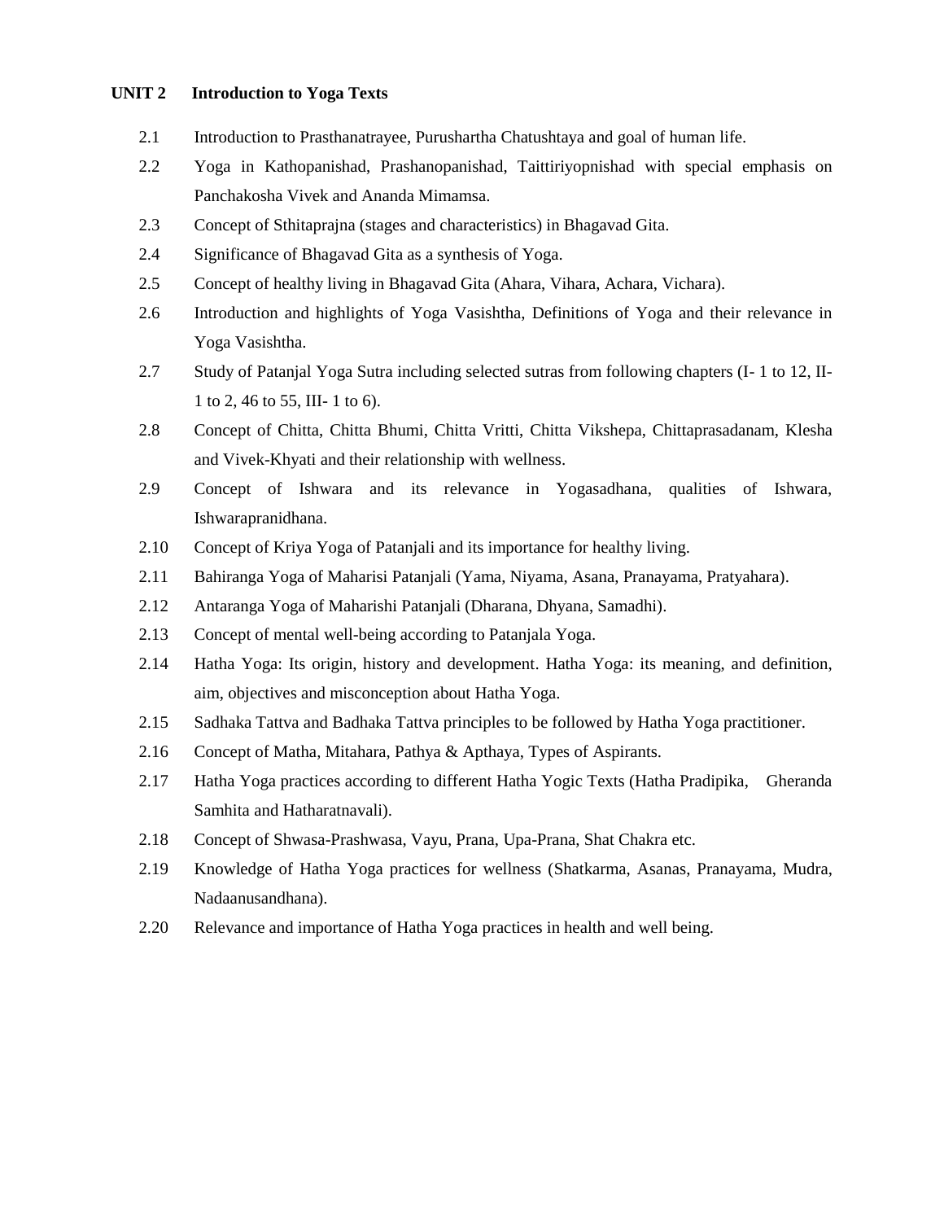**UNIT 2 Introduction to Yoga Texts**

2.1 Introduction to Prasthanatrayee, Purushartha Chatushtaya and goal of human life.

2.2 Yoga in Kathopanishad, Prashanopanishad, Taittiriyopnishad with special emphasis on Panchakosha Vivek and Ananda Mimamsa.

2.3 Concept of Sthitaprajna (stages and characteristics) in Bhagavad Gita.

2.4 Significance of Bhagavad Gita as a synthesis of Yoga.

2.5 Concept of healthy living in Bhagavad Gita (Ahara, Vihara, Achara, Vichara).

2.6 Introduction and highlights of Yoga Vasishtha, Definitions of Yoga and their relevance in Yoga Vasishtha.

2.7 Study of Patanjal Yoga Sutra including selected sutras from following chapters (I- 1 to 12, II- 1 to 2, 46 to 55, III- 1 to 6).

2.8 Concept of Chitta, Chitta Bhumi, Chitta Vritti, Chitta Vikshepa, Chittaprasadanam, Klesha and Vivek-Khyati and their relationship with wellness.

2.9 Concept of Ishwara and its relevance in Yogasadhana, qualities of Ishwara, Ishwarapranidhana.

2.10 Concept of Kriya Yoga of Patanjali and its importance for healthy living.

2.11 Bahiranga Yoga of Maharisi Patanjali (Yama, Niyama, Asana, Pranayama, Pratyahara).

2.12 Antaranga Yoga of Maharishi Patanjali (Dharana, Dhyana, Samadhi).

2.13 Concept of mental well-being according to Patanjala Yoga.

2.14 Hatha Yoga: Its origin, history and development. Hatha Yoga: its meaning, and definition, aim, objectives and misconception about Hatha Yoga.

2.15 Sadhaka Tattva and Badhaka Tattva principles to be followed by Hatha Yoga practitioner.

2.16 Concept of Matha, Mitahara, Pathya & Apthaya, Types of Aspirants.

2.17 Hatha Yoga practices according to different Hatha Yogic Texts (Hatha Pradipika, Gheranda Samhita and Hatharatnavali).

2.18 Concept of Shwasa-Prashwasa, Vayu, Prana, Upa-Prana, Shat Chakra etc.

2.19 Knowledge of Hatha Yoga practices for wellness (Shatkarma, Asanas, Pranayama, Mudra, Nadaanusandhana).

2.20 Relevance and importance of Hatha Yoga practices in health and well being.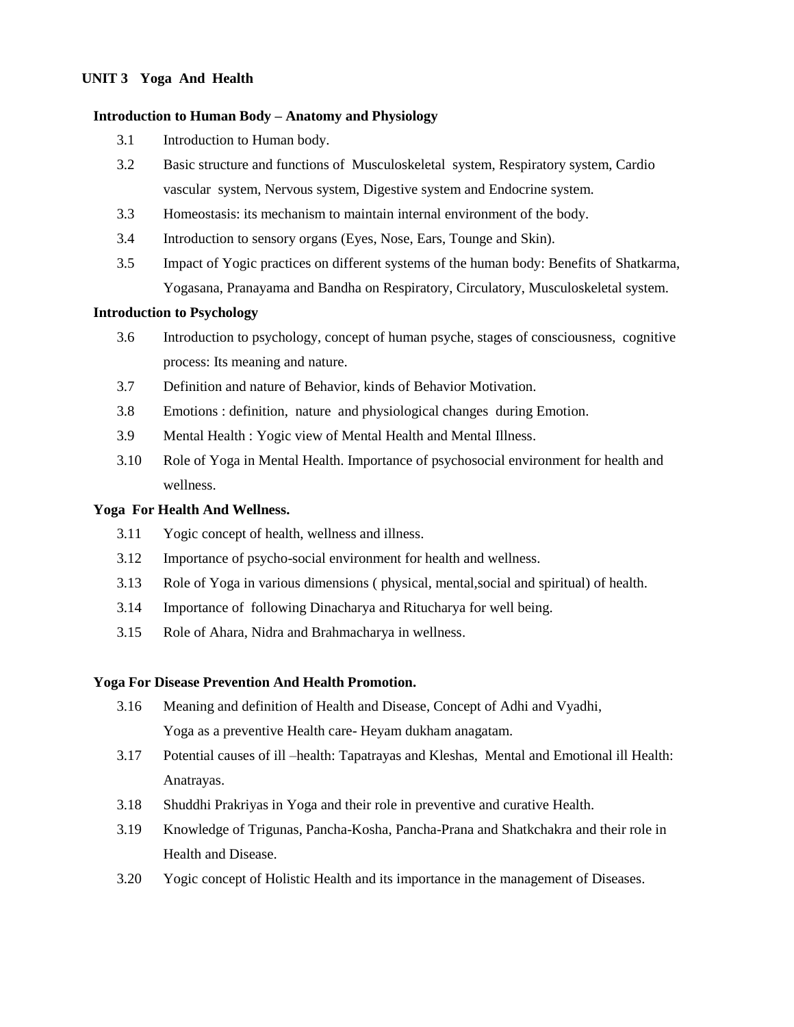## UNIT 3 Yoga And Health

### Introduction to Human Body – Anatomy and Physiology

3.1 Introduction to Human body.

3.2 Basic structure and functions of Musculoskeletal system, Respiratory system, Cardio vascular system, Nervous system, Digestive system and Endocrine system.

3.3 Homeostasis: its mechanism to maintain internal environment of the body.

3.4 Introduction to sensory organs (Eyes, Nose, Ears, Tounge and Skin).

3.5 Impact of Yogic practices on different systems of the human body: Benefits of Shatkarma, Yogasana, Pranayama and Bandha on Respiratory, Circulatory, Musculoskeletal system.

### Introduction to Psychology

3.6 Introduction to psychology, concept of human psyche, stages of consciousness, cognitive process: Its meaning and nature.

3.7 Definition and nature of Behavior, kinds of Behavior Motivation.

3.8 Emotions : definition, nature and physiological changes during Emotion.

3.9 Mental Health : Yogic view of Mental Health and Mental Illness.

3.10 Role of Yoga in Mental Health. Importance of psychosocial environment for health and wellness.

### Yoga For Health And Wellness.

3.11 Yogic concept of health, wellness and illness.

3.12 Importance of psycho-social environment for health and wellness.

3.13 Role of Yoga in various dimensions ( physical, mental,social and spiritual) of health.

3.14 Importance of following Dinacharya and Ritucharya for well being.

3.15 Role of Ahara, Nidra and Brahmacharya in wellness.

### Yoga For Disease Prevention And Health Promotion.

3.16 Meaning and definition of Health and Disease, Concept of Adhi and Vyadhi, Yoga as a preventive Health care- Heyam dukham anagatam.

3.17 Potential causes of ill –health: Tapatrayas and Kleshas, Mental and Emotional ill Health: Anatrayas.

3.18 Shuddhi Prakriyas in Yoga and their role in preventive and curative Health.

3.19 Knowledge of Trigunas, Pancha-Kosha, Pancha-Prana and Shatkchakra and their role in Health and Disease.

3.20 Yogic concept of Holistic Health and its importance in the management of Diseases.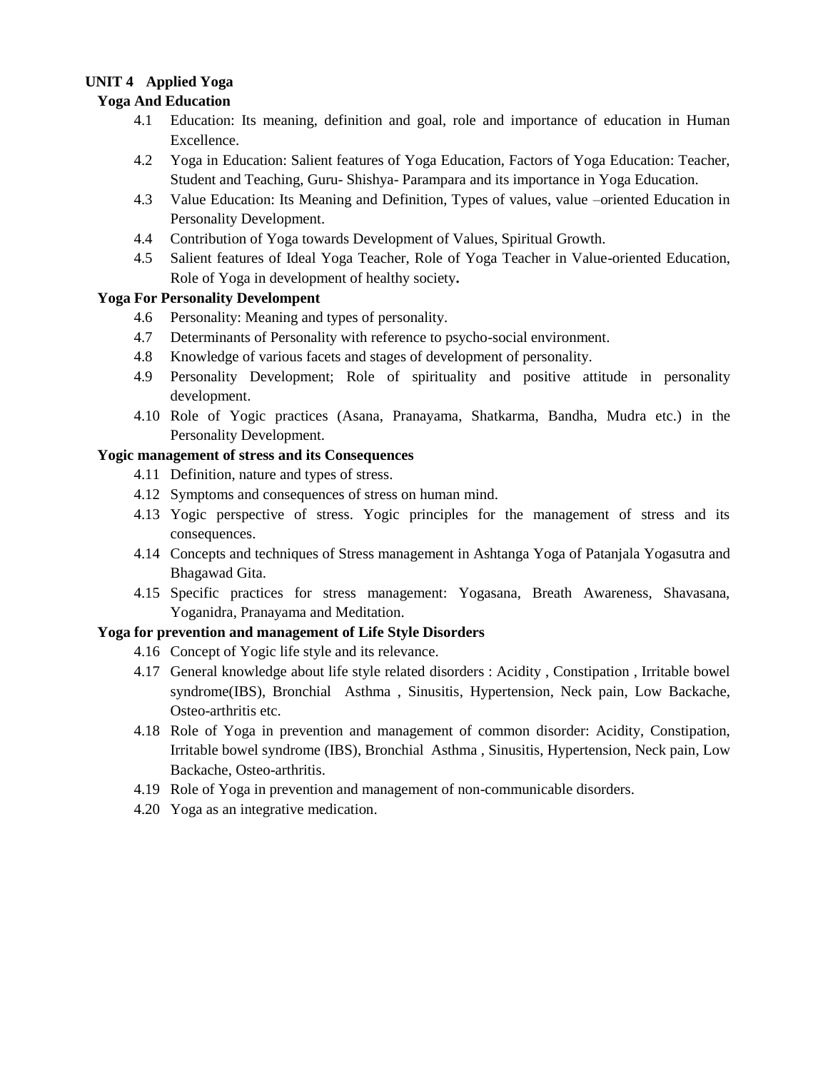## UNIT 4 Applied Yoga

### Yoga And Education

- 4.1 Education: Its meaning, definition and goal, role and importance of education in Human Excellence.
- 4.2 Yoga in Education: Salient features of Yoga Education, Factors of Yoga Education: Teacher, Student and Teaching, Guru- Shishya- Parampara and its importance in Yoga Education.
- 4.3 Value Education: Its Meaning and Definition, Types of values, value –oriented Education in Personality Development.
- 4.4 Contribution of Yoga towards Development of Values, Spiritual Growth.
- 4.5 Salient features of Ideal Yoga Teacher, Role of Yoga Teacher in Value-oriented Education, Role of Yoga in development of healthy society**.**

### Yoga For Personality Delevlopment

- 4.6 Personality: Meaning and types of personality.
- 4.7 Determinants of Personality with reference to psycho-social environment.
- 4.8 Knowledge of various facets and stages of development of personality.
- 4.9 Personality Development; Role of spirituality and positive attitude in personality development.
- 4.10 Role of Yogic practices (Asana, Pranayama, Shatkarma, Bandha, Mudra etc.) in the Personality Development.

### Yogic management of stress and its Consequences

- 4.11 Definition, nature and types of stress.
- 4.12 Symptoms and consequences of stress on human mind.
- 4.13 Yogic perspective of stress. Yogic principles for the management of stress and its consequences.
- 4.14 Concepts and techniques of Stress management in Ashtanga Yoga of Patanjala Yogasutra and Bhagawad Gita.
- 4.15 Specific practices for stress management: Yogasana, Breath Awareness, Shavasana, Yoganidra, Pranayama and Meditation.

### Yoga for prevention and management of Life Style Disorders

- 4.16 Concept of Yogic life style and its relevance.
- 4.17 General knowledge about life style related disorders : Acidity , Constipation , Irritable bowel syndrome(IBS), Bronchial Asthma , Sinusitis, Hypertension, Neck pain, Low Backache, Osteo-arthritis etc.
- 4.18 Role of Yoga in prevention and management of common disorder: Acidity, Constipation, Irritable bowel syndrome (IBS), Bronchial Asthma , Sinusitis, Hypertension, Neck pain, Low Backache, Osteo-arthritis.
- 4.19 Role of Yoga in prevention and management of non-communicable disorders.
- 4.20 Yoga as an integrative medication.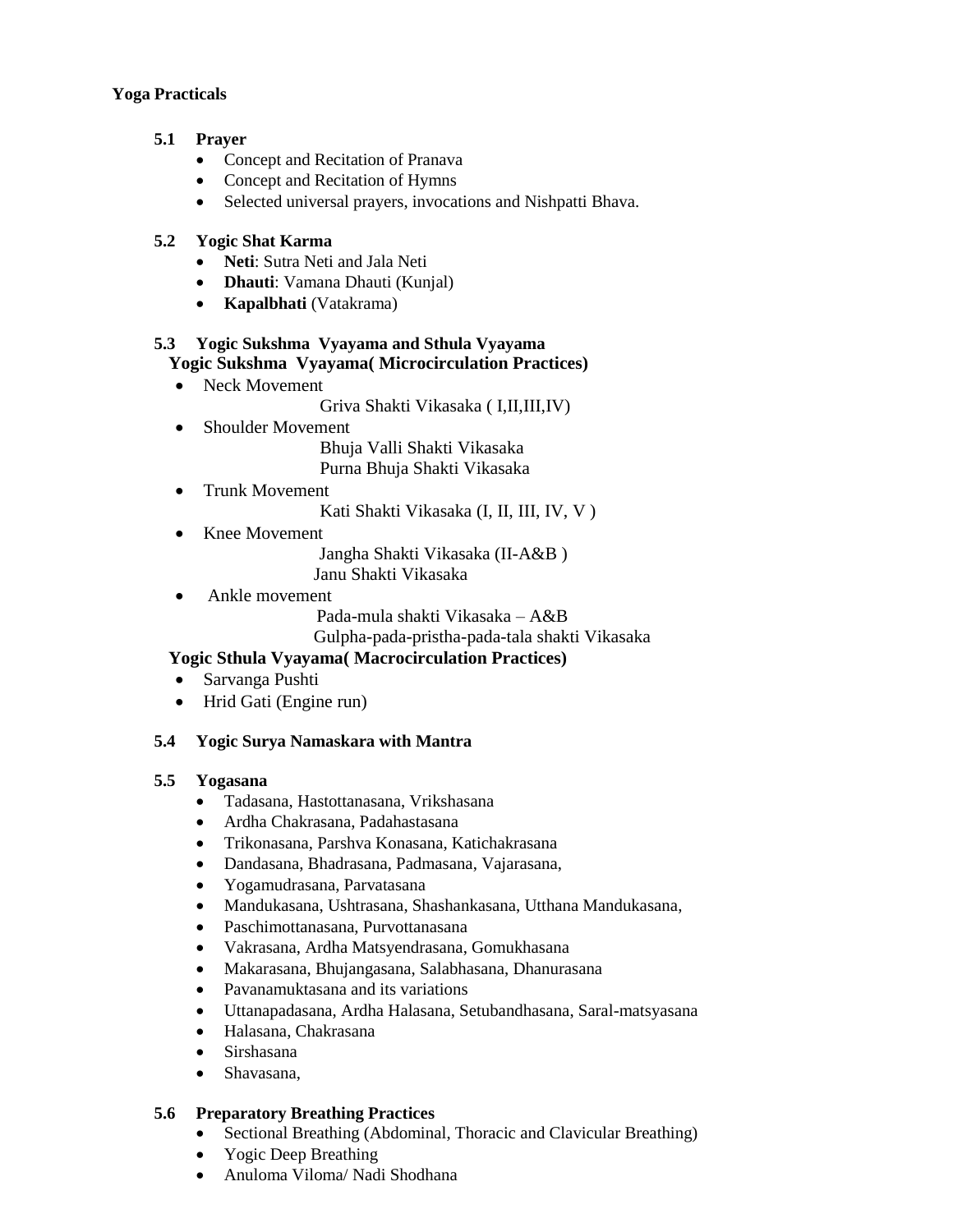**Yoga Practicals**

**5.1 Prayer**

- Concept and Recitation of Pranava
- Concept and Recitation of Hymns
- Selected universal prayers, invocations and Nishpatti Bhava.

**5.2 Yogic Shat Karma**

- **Neti**: Sutra Neti and Jala Neti
- **Dhauti**: Vamana Dhauti (Kunjal)
- **Kapalbhati** (Vatakrama)

**5.3 Yogic Sukshma Vyayama and Sthula Vyayama**

**Yogic Sukshma Vyayama( Microcirculation Practices)**

- Neck Movement
  - Griva Shakti Vikasaka ( I,II,III,IV)
- Shoulder Movement
  - Bhuja Valli Shakti Vikasaka
  - Purna Bhuja Shakti Vikasaka
- Trunk Movement
  - Kati Shakti Vikasaka (I, II, III, IV, V )
- Knee Movement
  - Jangha Shakti Vikasaka (II-A&B )
  - Janu Shakti Vikasaka
- Ankle movement
  - Pada-mula shakti Vikasaka – A&B
  - Gulpha-pada-pristha-pada-tala shakti Vikasaka

**Yogic Sthula Vyayama( Macrocirculation Practices)**

- Sarvanga Pushti
- Hrid Gati (Engine run)

**5.4 Yogic Surya Namaskara with Mantra**

**5.5 Yogasana**

- Tadasana, Hastottanasana, Vrikshasana
- Ardha Chakrasana, Padahastasana
- Trikonasana, Parshva Konasana, Katichakrasana
- Dandasana, Bhadrasana, Padmasana, Vajarasana,
- Yogamudrasana, Parvatasana
- Mandukasana, Ushtrasana, Shashankasana, Utthana Mandukasana,
- Paschimottanasana, Purvottanasana
- Vakrasana, Ardha Matsyendrasana, Gomukhasana
- Makarasana, Bhujangasana, Salabhasana, Dhanurasana
- Pavanamuktasana and its variations
- Uttanapadasana, Ardha Halasana, Setubandhasana, Saral-matsyasana
- Halasana, Chakrasana
- Sirshasana
- Shavasana,

**5.6 Preparatory Breathing Practices**

- Sectional Breathing (Abdominal, Thoracic and Clavicular Breathing)
- Yogic Deep Breathing
- Anuloma Viloma/ Nadi Shodhana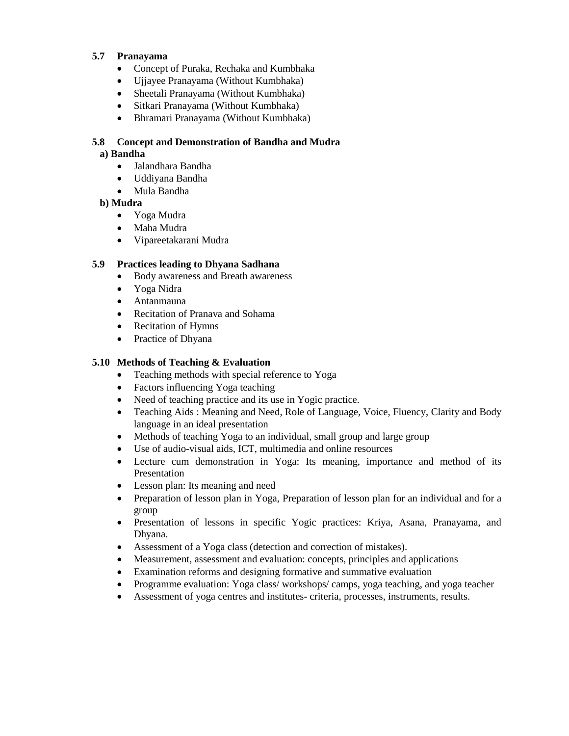### 5.7 Pranayama

- Concept of Puraka, Rechaka and Kumbhaka
- Ujjayee Pranayama (Without Kumbhaka)
- Sheetali Pranayama (Without Kumbhaka)
- Sitkari Pranayama (Without Kumbhaka)
- Bhramari Pranayama (Without Kumbhaka)

### 5.8 Concept and Demonstration of Bandha and Mudra

**a) Bandha**

- Jalandhara Bandha
- Uddiyana Bandha
- Mula Bandha

**b) Mudra**

- Yoga Mudra
- Maha Mudra
- Vipareetakarani Mudra

### 5.9 Practices leading to Dhyana Sadhana

- Body awareness and Breath awareness
- Yoga Nidra
- Antanmauna
- Recitation of Pranava and Sohama
- Recitation of Hymns
- Practice of Dhyana

### 5.10 Methods of Teaching & Evaluation

- Teaching methods with special reference to Yoga
- Factors influencing Yoga teaching
- Need of teaching practice and its use in Yogic practice.
- Teaching Aids : Meaning and Need, Role of Language, Voice, Fluency, Clarity and Body language in an ideal presentation
- Methods of teaching Yoga to an individual, small group and large group
- Use of audio-visual aids, ICT, multimedia and online resources
- Lecture cum demonstration in Yoga: Its meaning, importance and method of its Presentation
- Lesson plan: Its meaning and need
- Preparation of lesson plan in Yoga, Preparation of lesson plan for an individual and for a group
- Presentation of lessons in specific Yogic practices: Kriya, Asana, Pranayama, and Dhyana.
- Assessment of a Yoga class (detection and correction of mistakes).
- Measurement, assessment and evaluation: concepts, principles and applications
- Examination reforms and designing formative and summative evaluation
- Programme evaluation: Yoga class/ workshops/ camps, yoga teaching, and yoga teacher
- Assessment of yoga centres and institutes- criteria, processes, instruments, results.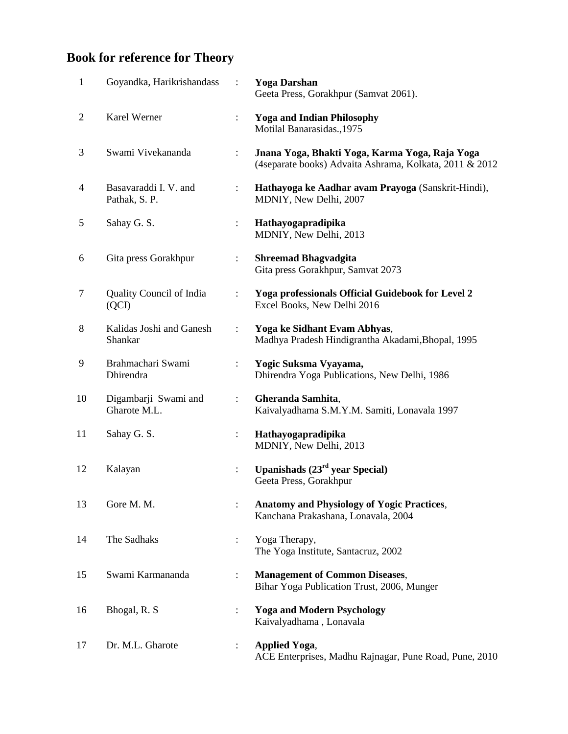## Book for reference for Theory

| | | | |
|---|---|---|---|
| 1 | Goyandka, Harikrishandass | : | **Yoga Darshan** Geeta Press, Gorakhpur (Samvat 2061). |
| 2 | Karel Werner | : | **Yoga and Indian Philosophy** Motilal Banarasidas.,1975 |
| 3 | Swami Vivekananda | : | **Jnana Yoga, Bhakti Yoga, Karma Yoga, Raja Yoga** (4separate books) Advaita Ashrama, Kolkata, 2011 & 2012 |
| 4 | Basavaraddi I. V. and Pathak, S. P. | : | **Hathayoga ke Aadhar avam Prayoga** (Sanskrit-Hindi), MDNIY, New Delhi, 2007 |
| 5 | Sahay G. S. | : | **Hathayogapradipika** MDNIY, New Delhi, 2013 |
| 6 | Gita press Gorakhpur | : | **Shreemad Bhagvadgita** Gita press Gorakhpur, Samvat 2073 |
| 7 | Quality Council of India (QCI) | : | **Yoga professionals Official Guidebook for Level 2** Excel Books, New Delhi 2016 |
| 8 | Kalidas Joshi and Ganesh Shankar | : | **Yoga ke Sidhant Evam Abhyas**, Madhya Pradesh Hindigrantha Akadami,Bhopal, 1995 |
| 9 | Brahmachari Swami Dhirendra | : | **Yogic Suksma Vyayama,** Dhirendra Yoga Publications, New Delhi, 1986 |
| 10 | Digambarji Swami and Gharote M.L. | : | **Gheranda Samhita**, Kaivalyadhama S.M.Y.M. Samiti, Lonavala 1997 |
| 11 | Sahay G. S. | : | **Hathayogapradipika** MDNIY, New Delhi, 2013 |
| 12 | Kalayan | : | **Upanishads (23rd year Special)** Geeta Press, Gorakhpur |
| 13 | Gore M. M. | : | **Anatomy and Physiology of Yogic Practices**, Kanchana Prakashana, Lonavala, 2004 |
| 14 | The Sadhaks | : | Yoga Therapy, The Yoga Institute, Santacruz, 2002 |
| 15 | Swami Karmananda | : | **Management of Common Diseases**, Bihar Yoga Publication Trust, 2006, Munger |
| 16 | Bhogal, R. S | : | **Yoga and Modern Psychology** Kaivalyadhama , Lonavala |
| 17 | Dr. M.L. Gharote | : | **Applied Yoga**, ACE Enterprises, Madhu Rajnagar, Pune Road, Pune, 2010 |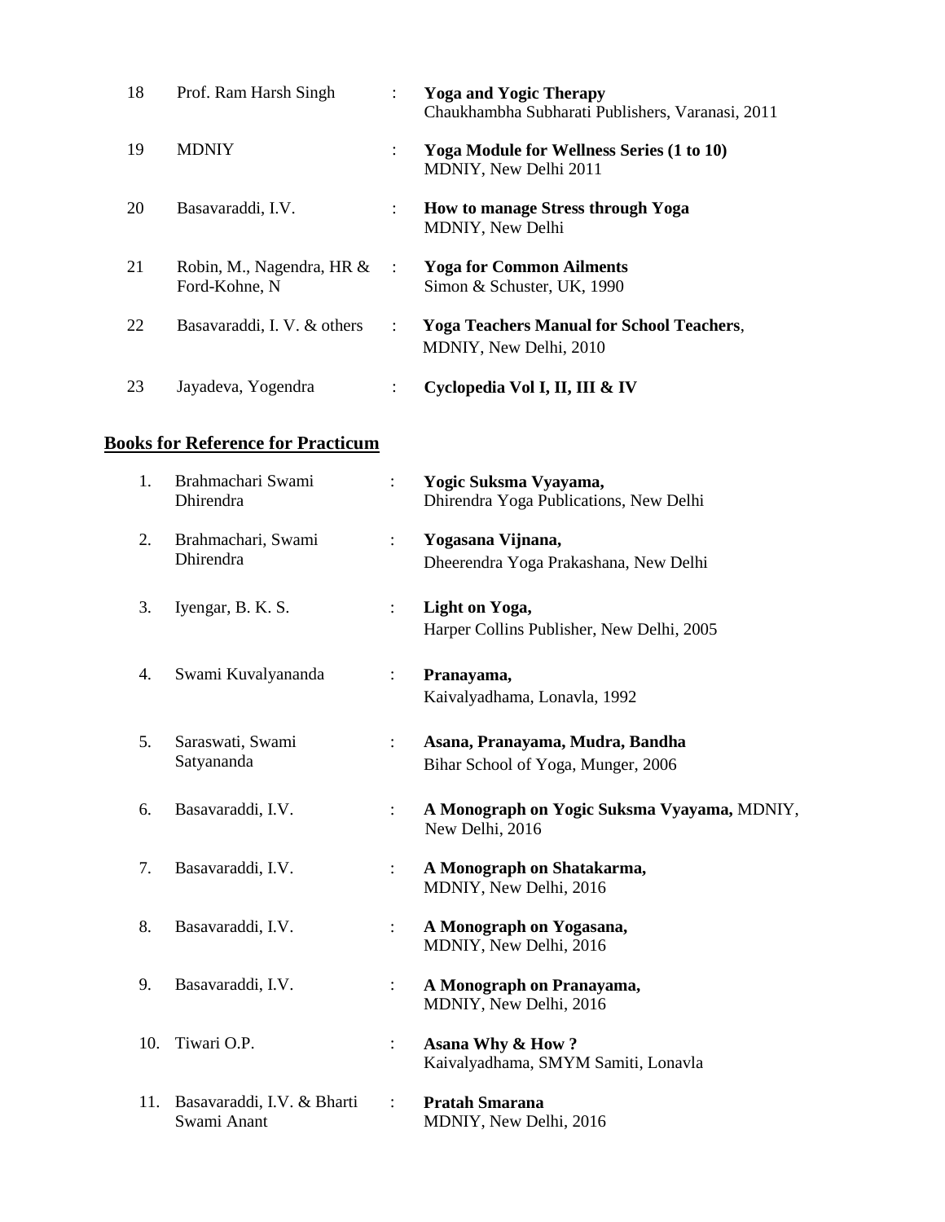| | | | |
|---|---|---|---|
| 18 | Prof. Ram Harsh Singh | : | **Yoga and Yogic Therapy**<br>Chaukhambha Subharati Publishers, Varanasi, 2011 |
| 19 | MDNIY | : | **Yoga Module for Wellness Series (1 to 10)**<br>MDNIY, New Delhi 2011 |
| 20 | Basavaraddi, I.V. | : | **How to manage Stress through Yoga**<br>MDNIY, New Delhi |
| 21 | Robin, M., Nagendra, HR & Ford-Kohne, N | : | **Yoga for Common Ailments**<br>Simon & Schuster, UK, 1990 |
| 22 | Basavaraddi, I. V. & others | : | **Yoga Teachers Manual for School Teachers**,<br>MDNIY, New Delhi, 2010 |
| 23 | Jayadeva, Yogendra | : | **Cyclopedia Vol I, II, III & IV** |

## Books for Reference for Practicum

| | | | |
|---|---|---|---|
| 1. | Brahmachari Swami Dhirendra | : | **Yogic Suksma Vyayama,**<br>Dhirendra Yoga Publications, New Delhi |
| 2. | Brahmachari, Swami Dhirendra | : | **Yogasana Vijnana,**<br>Dheerendra Yoga Prakashana, New Delhi |
| 3. | Iyengar, B. K. S. | : | **Light on Yoga,**<br>Harper Collins Publisher, New Delhi, 2005 |
| 4. | Swami Kuvalyananda | : | **Pranayama,**<br>Kaivalyadhama, Lonavla, 1992 |
| 5. | Saraswati, Swami Satyananda | : | **Asana, Pranayama, Mudra, Bandha**<br>Bihar School of Yoga, Munger, 2006 |
| 6. | Basavaraddi, I.V. | : | **A Monograph on Yogic Suksma Vyayama,** MDNIY, New Delhi, 2016 |
| 7. | Basavaraddi, I.V. | : | **A Monograph on Shatakarma,**<br>MDNIY, New Delhi, 2016 |
| 8. | Basavaraddi, I.V. | : | **A Monograph on Yogasana,**<br>MDNIY, New Delhi, 2016 |
| 9. | Basavaraddi, I.V. | : | **A Monograph on Pranayama,**<br>MDNIY, New Delhi, 2016 |
| 10. | Tiwari O.P. | : | **Asana Why & How ?**<br>Kaivalyadhama, SMYM Samiti, Lonavla |
| 11. | Basavaraddi, I.V. & Bharti Swami Anant | : | **Pratah Smarana**<br>MDNIY, New Delhi, 2016 |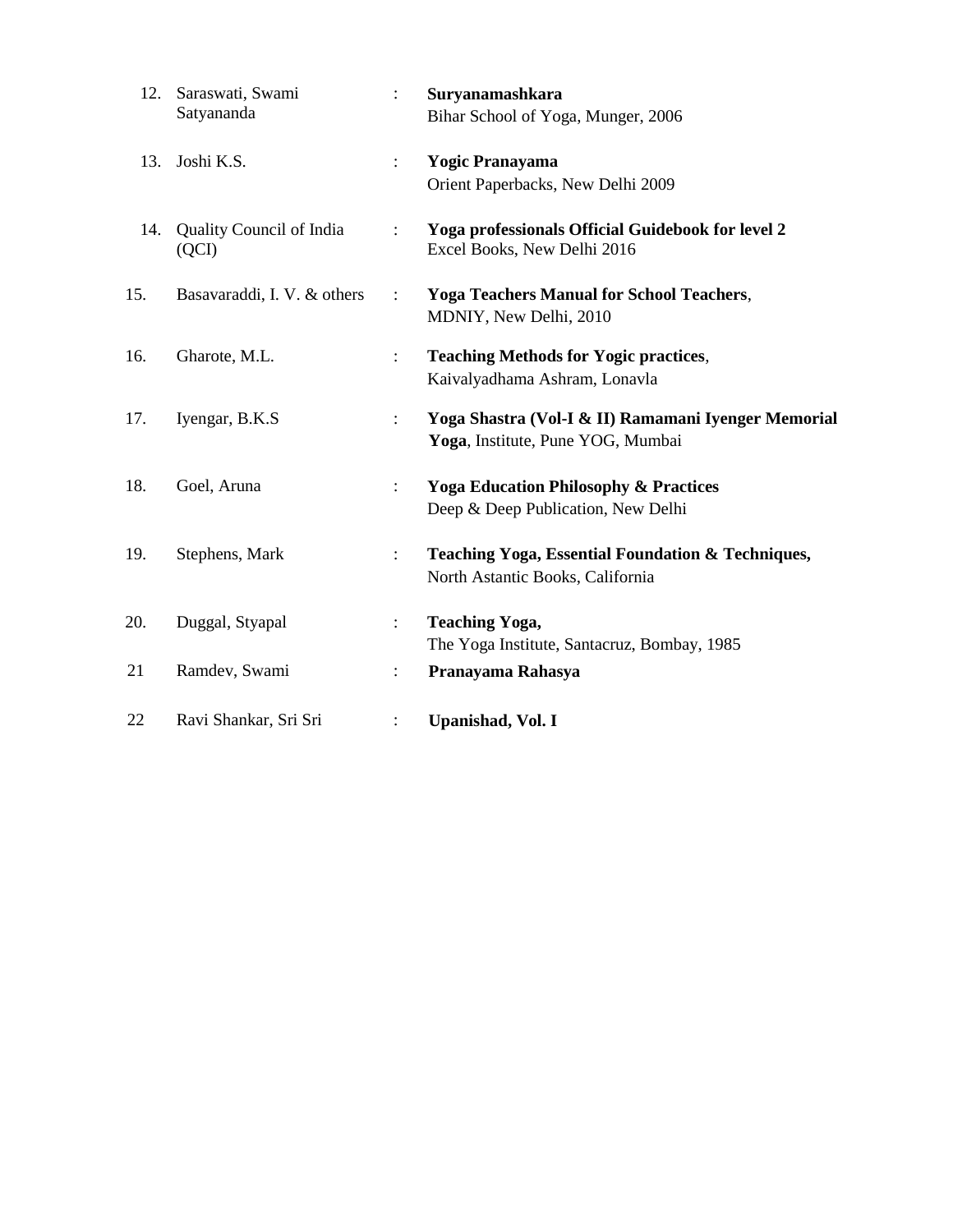| | | | |
|---|---|---|---|
| 12. | Saraswati, Swami Satyananda | : | **Suryanamashkara**<br>Bihar School of Yoga, Munger, 2006 |
| 13. | Joshi K.S. | : | **Yogic Pranayama**<br>Orient Paperbacks, New Delhi 2009 |
| 14. | Quality Council of India (QCI) | : | **Yoga professionals Official Guidebook for level 2**<br>Excel Books, New Delhi 2016 |
| 15. | Basavaraddi, I. V. & others | : | **Yoga Teachers Manual for School Teachers**,<br>MDNIY, New Delhi, 2010 |
| 16. | Gharote, M.L. | : | **Teaching Methods for Yogic practices**,<br>Kaivalyadhama Ashram, Lonavla |
| 17. | Iyengar, B.K.S | : | **Yoga Shastra (Vol-I & II) Ramamani Iyenger Memorial Yoga**, Institute, Pune YOG, Mumbai |
| 18. | Goel, Aruna | : | **Yoga Education Philosophy & Practices**<br>Deep & Deep Publication, New Delhi |
| 19. | Stephens, Mark | : | **Teaching Yoga, Essential Foundation & Techniques,**<br>North Astantic Books, California |
| 20. | Duggal, Styapal | : | **Teaching Yoga,**<br>The Yoga Institute, Santacruz, Bombay, 1985 |
| 21 | Ramdev, Swami | : | **Pranayama Rahasya** |
| 22 | Ravi Shankar, Sri Sri | : | **Upanishad, Vol. I** |